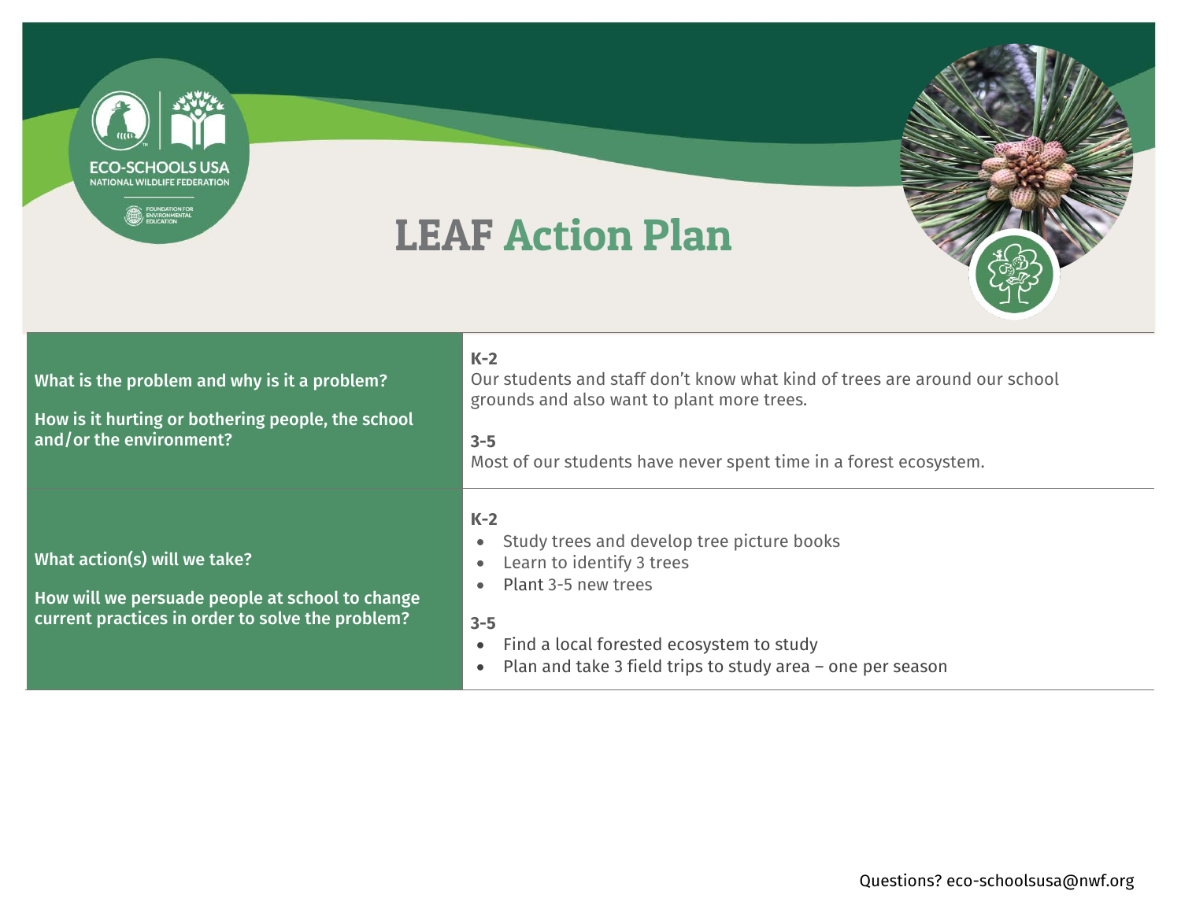# LEAF Action Plan

| | |
|---|---|
| **What is the problem and why is it a problem?**<br><br>**How is it hurting or bothering people, the school and/or the environment?** | **K-2**<br>Our students and staff don't know what kind of trees are around our school grounds and also want to plant more trees.<br><br>**3-5**<br>Most of our students have never spent time in a forest ecosystem. |
| **What action(s) will we take?**<br><br>**How will we persuade people at school to change current practices in order to solve the problem?** | **K-2**<br>• Study trees and develop tree picture books<br>• Learn to identify 3 trees<br>• Plant 3-5 new trees<br><br>**3-5**<br>• Find a local forested ecosystem to study<br>• Plan and take 3 field trips to study area – one per season |

Questions? eco-schoolsusa@nwf.org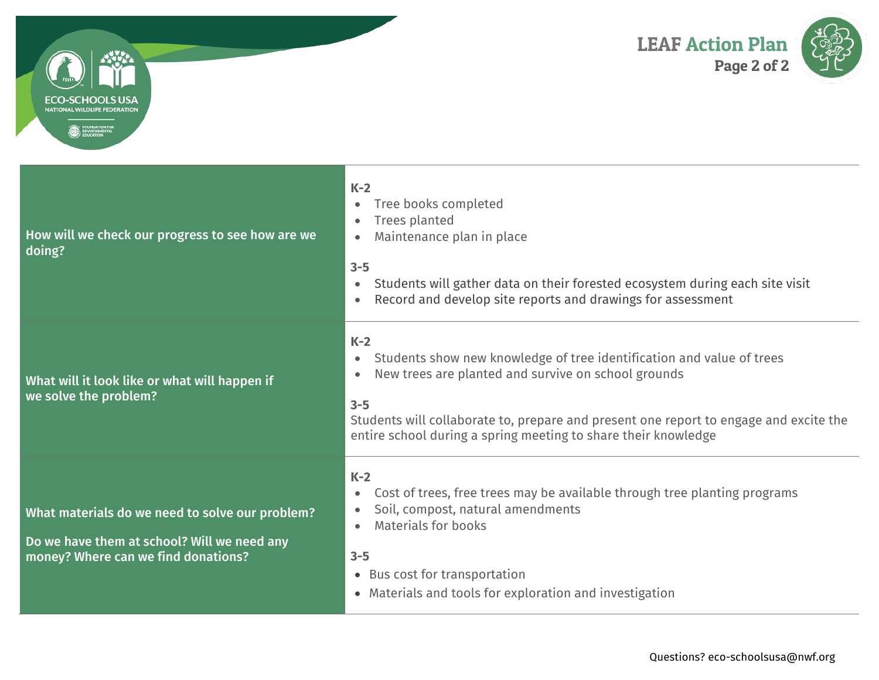# LEAF Action Plan

| | |
|---|---|
| **How will we check our progress to see how are we doing?** | **K-2**<br>• Tree books completed<br>• Trees planted<br>• Maintenance plan in place<br><br>**3-5**<br>• Students will gather data on their forested ecosystem during each site visit<br>• Record and develop site reports and drawings for assessment |
| **What will it look like or what will happen if we solve the problem?** | **K-2**<br>• Students show new knowledge of tree identification and value of trees<br>• New trees are planted and survive on school grounds<br><br>**3-5**<br>Students will collaborate to, prepare and present one report to engage and excite the entire school during a spring meeting to share their knowledge |
| **What materials do we need to solve our problem?**<br><br>**Do we have them at school? Will we need any money? Where can we find donations?** | **K-2**<br>• Cost of trees, free trees may be available through tree planting programs<br>• Soil, compost, natural amendments<br>• Materials for books<br><br>**3-5**<br>• Bus cost for transportation<br>• Materials and tools for exploration and investigation |

Questions? eco-schoolsusa@nwf.org